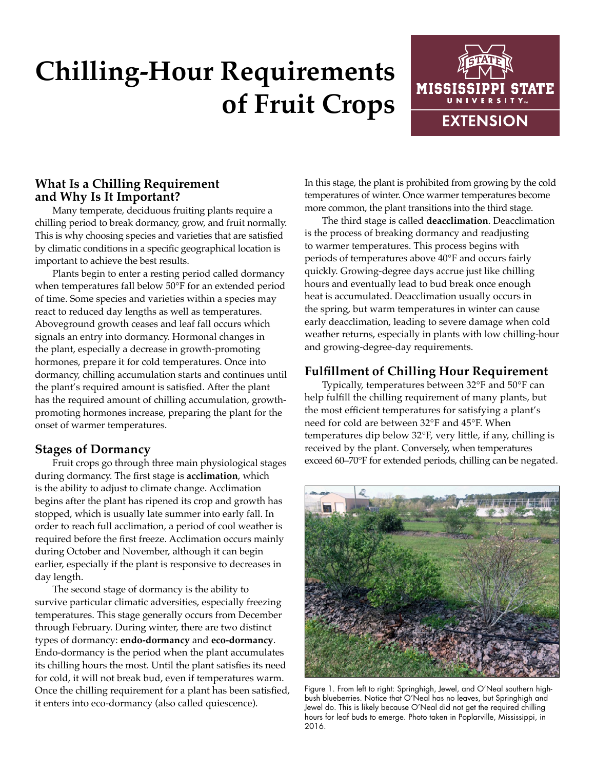# Chilling-Hour Requirements of Fruit Crops

## What Is a Chilling Requirement and Why Is It Important?

Many temperate, deciduous fruiting plants require a chilling period to break dormancy, grow, and fruit normally. This is why choosing species and varieties that are satisfied by climatic conditions in a specific geographical location is important to achieve the best results.

Plants begin to enter a resting period called dormancy when temperatures fall below 50°F for an extended period of time. Some species and varieties within a species may react to reduced day lengths as well as temperatures. Aboveground growth ceases and leaf fall occurs which signals an entry into dormancy. Hormonal changes in the plant, especially a decrease in growth-promoting hormones, prepare it for cold temperatures. Once into dormancy, chilling accumulation starts and continues until the plant's required amount is satisfied. After the plant has the required amount of chilling accumulation, growth-promoting hormones increase, preparing the plant for the onset of warmer temperatures.

## Stages of Dormancy

Fruit crops go through three main physiological stages during dormancy. The first stage is **acclimation**, which is the ability to adjust to climate change. Acclimation begins after the plant has ripened its crop and growth has stopped, which is usually late summer into early fall. In order to reach full acclimation, a period of cool weather is required before the first freeze. Acclimation occurs mainly during October and November, although it can begin earlier, especially if the plant is responsive to decreases in day length.

The second stage of dormancy is the ability to survive particular climatic adversities, especially freezing temperatures. This stage generally occurs from December through February. During winter, there are two distinct types of dormancy: **endo-dormancy** and **eco-dormancy**. Endo-dormancy is the period when the plant accumulates its chilling hours the most. Until the plant satisfies its need for cold, it will not break bud, even if temperatures warm. Once the chilling requirement for a plant has been satisfied, it enters into eco-dormancy (also called quiescence). In this stage, the plant is prohibited from growing by the cold temperatures of winter. Once warmer temperatures become more common, the plant transitions into the third stage.

The third stage is called **deacclimation**. Deacclimation is the process of breaking dormancy and readjusting to warmer temperatures. This process begins with periods of temperatures above 40°F and occurs fairly quickly. Growing-degree days accrue just like chilling hours and eventually lead to bud break once enough heat is accumulated. Deacclimation usually occurs in the spring, but warm temperatures in winter can cause early deacclimation, leading to severe damage when cold weather returns, especially in plants with low chilling-hour and growing-degree-day requirements.

## Fulfillment of Chilling Hour Requirement

Typically, temperatures between 32°F and 50°F can help fulfill the chilling requirement of many plants, but the most efficient temperatures for satisfying a plant's need for cold are between 32°F and 45°F. When temperatures dip below 32°F, very little, if any, chilling is received by the plant. Conversely, when temperatures exceed 60–70°F for extended periods, chilling can be negated.

Figure 1. From left to right: Springhigh, Jewel, and O'Neal southern highbush blueberries. Notice that O'Neal has no leaves, but Springhigh and Jewel do. This is likely because O'Neal did not get the required chilling hours for leaf buds to emerge. Photo taken in Poplarville, Mississippi, in 2016.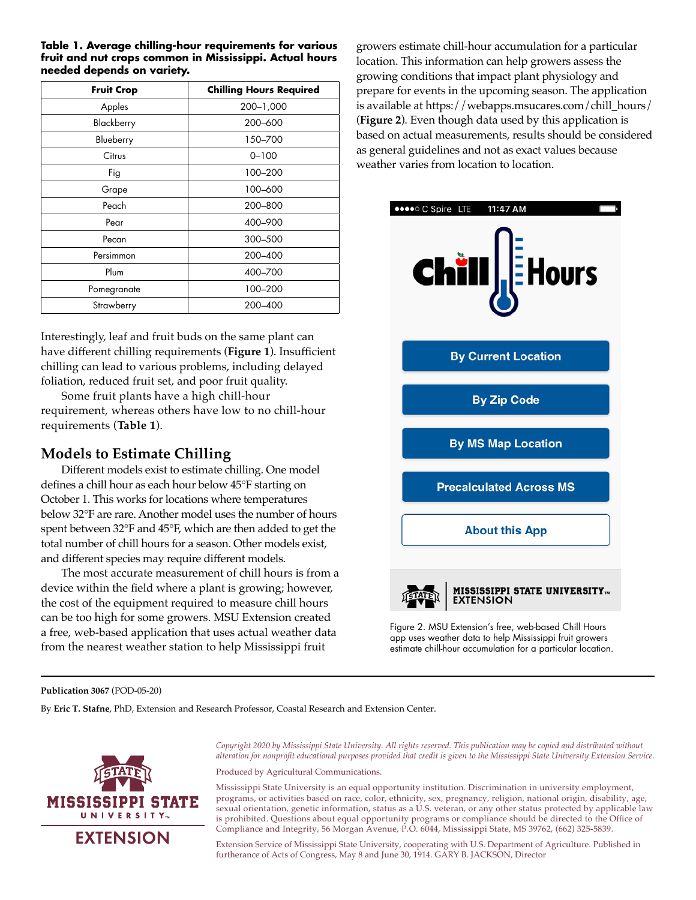**Table 1. Average chilling-hour requirements for various fruit and nut crops common in Mississippi. Actual hours needed depends on variety.**

| Fruit Crop | Chilling Hours Required |
|---|---|
| Apples | 200–1,000 |
| Blackberry | 200–600 |
| Blueberry | 150–700 |
| Citrus | 0–100 |
| Fig | 100–200 |
| Grape | 100–600 |
| Peach | 200–800 |
| Pear | 400–900 |
| Pecan | 300–500 |
| Persimmon | 200–400 |
| Plum | 400–700 |
| Pomegranate | 100–200 |
| Strawberry | 200–400 |

Interestingly, leaf and fruit buds on the same plant can have different chilling requirements (**Figure 1**). Insufficient chilling can lead to various problems, including delayed foliation, reduced fruit set, and poor fruit quality.

Some fruit plants have a high chill-hour requirement, whereas others have low to no chill-hour requirements (**Table 1**).

## Models to Estimate Chilling

Different models exist to estimate chilling. One model defines a chill hour as each hour below 45°F starting on October 1. This works for locations where temperatures below 32°F are rare. Another model uses the number of hours spent between 32°F and 45°F, which are then added to get the total number of chill hours for a season. Other models exist, and different species may require different models.

The most accurate measurement of chill hours is from a device within the field where a plant is growing; however, the cost of the equipment required to measure chill hours can be too high for some growers. MSU Extension created a free, web-based application that uses actual weather data from the nearest weather station to help Mississippi fruit growers estimate chill-hour accumulation for a particular location. This information can help growers assess the growing conditions that impact plant physiology and prepare for events in the upcoming season. The application is available at https://webapps.msucares.com/chill_hours/ (**Figure 2**). Even though data used by this application is based on actual measurements, results should be considered as general guidelines and not as exact values because weather varies from location to location.

Chill Hours

By Current Location

By Zip Code

By MS Map Location

Precalculated Across MS

About this App

MISSISSIPPI STATE UNIVERSITY EXTENSION

Figure 2. MSU Extension's free, web-based Chill Hours app uses weather data to help Mississippi fruit growers estimate chill-hour accumulation for a particular location.

---

**Publication 3067** (POD-05-20)

By **Eric T. Stafne**, PhD, Extension and Research Professor, Coastal Research and Extension Center.

MISSISSIPPI STATE UNIVERSITY EXTENSION

*Copyright 2020 by Mississippi State University. All rights reserved. This publication may be copied and distributed without alteration for nonprofit educational purposes provided that credit is given to the Mississippi State University Extension Service.*

Produced by Agricultural Communications.

Mississippi State University is an equal opportunity institution. Discrimination in university employment, programs, or activities based on race, color, ethnicity, sex, pregnancy, religion, national origin, disability, age, sexual orientation, genetic information, status as a U.S. veteran, or any other status protected by applicable law is prohibited. Questions about equal opportunity programs or compliance should be directed to the Office of Compliance and Integrity, 56 Morgan Avenue, P.O. 6044, Mississippi State, MS 39762, (662) 325-5839.

Extension Service of Mississippi State University, cooperating with U.S. Department of Agriculture. Published in furtherance of Acts of Congress, May 8 and June 30, 1914. GARY B. JACKSON, Director